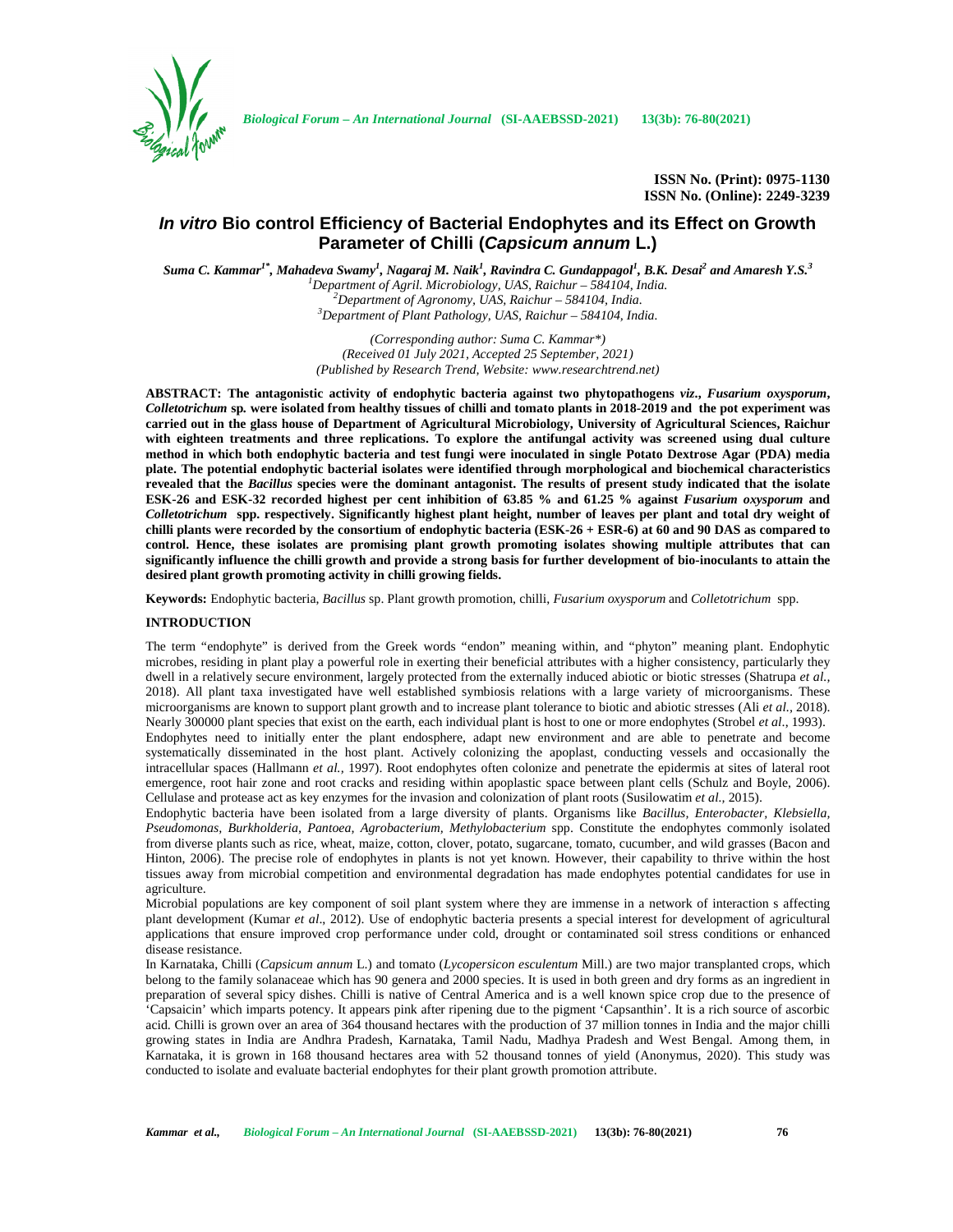**ISSN No. (Print): 0975-1130**
**ISSN No. (Online): 2249-3239**

# *In vitro* Bio control Efficiency of Bacterial Endophytes and its Effect on Growth Parameter of Chilli (*Capsicum annum* L.)

*Suma C. Kammar*[1*], *Mahadeva Swamy*[1], *Nagaraj M. Naik*[1], *Ravindra C. Gundappagol*[1], *B.K. Desai*[2] *and Amaresh Y.S.*[3]

[1]*Department of Agril. Microbiology, UAS, Raichur – 584104, India.*
[2]*Department of Agronomy, UAS, Raichur – 584104, India.*
[3]*Department of Plant Pathology, UAS, Raichur – 584104, India.*

*(Corresponding author: Suma C. Kammar\*)*
*(Received 01 July 2021, Accepted 25 September, 2021)*
*(Published by Research Trend, Website: www.researchtrend.net)*

**ABSTRACT: The antagonistic activity of endophytic bacteria against two phytopathogens *viz.*, *Fusarium oxysporum*, *Colletotrichum* sp. were isolated from healthy tissues of chilli and tomato plants in 2018-2019 and the pot experiment was carried out in the glass house of Department of Agricultural Microbiology, University of Agricultural Sciences, Raichur with eighteen treatments and three replications. To explore the antifungal activity was screened using dual culture method in which both endophytic bacteria and test fungi were inoculated in single Potato Dextrose Agar (PDA) media plate. The potential endophytic bacterial isolates were identified through morphological and biochemical characteristics revealed that the *Bacillus* species were the dominant antagonist. The results of present study indicated that the isolate ESK-26 and ESK-32 recorded highest per cent inhibition of 63.85 % and 61.25 % against *Fusarium oxysporum* and *Colletotrichum* spp. respectively. Significantly highest plant height, number of leaves per plant and total dry weight of chilli plants were recorded by the consortium of endophytic bacteria (ESK-26 + ESR-6) at 60 and 90 DAS as compared to control. Hence, these isolates are promising plant growth promoting isolates showing multiple attributes that can significantly influence the chilli growth and provide a strong basis for further development of bio-inoculants to attain the desired plant growth promoting activity in chilli growing fields.**

**Keywords:** Endophytic bacteria, *Bacillus* sp. Plant growth promotion, chilli, *Fusarium oxysporum* and *Colletotrichum* spp.

## INTRODUCTION

The term "endophyte" is derived from the Greek words "endon" meaning within, and "phyton" meaning plant. Endophytic microbes, residing in plant play a powerful role in exerting their beneficial attributes with a higher consistency, particularly they dwell in a relatively secure environment, largely protected from the externally induced abiotic or biotic stresses (Shatrupa *et al.,* 2018). All plant taxa investigated have well established symbiosis relations with a large variety of microorganisms. These microorganisms are known to support plant growth and to increase plant tolerance to biotic and abiotic stresses (Ali *et al.,* 2018). Nearly 300000 plant species that exist on the earth, each individual plant is host to one or more endophytes (Strobel *et al*., 1993).

Endophytes need to initially enter the plant endosphere, adapt new environment and are able to penetrate and become systematically disseminated in the host plant. Actively colonizing the apoplast, conducting vessels and occasionally the intracellular spaces (Hallmann *et al.,* 1997). Root endophytes often colonize and penetrate the epidermis at sites of lateral root emergence, root hair zone and root cracks and residing within apoplastic space between plant cells (Schulz and Boyle, 2006). Cellulase and protease act as key enzymes for the invasion and colonization of plant roots (Susilowatim *et al.,* 2015).

Endophytic bacteria have been isolated from a large diversity of plants. Organisms like *Bacillus, Enterobacter, Klebsiella, Pseudomonas, Burkholderia, Pantoea, Agrobacterium, Methylobacterium* spp. Constitute the endophytes commonly isolated from diverse plants such as rice, wheat, maize, cotton, clover, potato, sugarcane, tomato, cucumber, and wild grasses (Bacon and Hinton, 2006). The precise role of endophytes in plants is not yet known. However, their capability to thrive within the host tissues away from microbial competition and environmental degradation has made endophytes potential candidates for use in agriculture.

Microbial populations are key component of soil plant system where they are immense in a network of interaction s affecting plant development (Kumar *et al*., 2012). Use of endophytic bacteria presents a special interest for development of agricultural applications that ensure improved crop performance under cold, drought or contaminated soil stress conditions or enhanced disease resistance.

In Karnataka, Chilli (*Capsicum annum* L.) and tomato (*Lycopersicon esculentum* Mill.) are two major transplanted crops, which belong to the family solanaceae which has 90 genera and 2000 species. It is used in both green and dry forms as an ingredient in preparation of several spicy dishes. Chilli is native of Central America and is a well known spice crop due to the presence of 'Capsaicin' which imparts potency. It appears pink after ripening due to the pigment 'Capsanthin'. It is a rich source of ascorbic acid. Chilli is grown over an area of 364 thousand hectares with the production of 37 million tonnes in India and the major chilli growing states in India are Andhra Pradesh, Karnataka, Tamil Nadu, Madhya Pradesh and West Bengal. Among them, in Karnataka, it is grown in 168 thousand hectares area with 52 thousand tonnes of yield (Anonymus, 2020). This study was conducted to isolate and evaluate bacterial endophytes for their plant growth promotion attribute.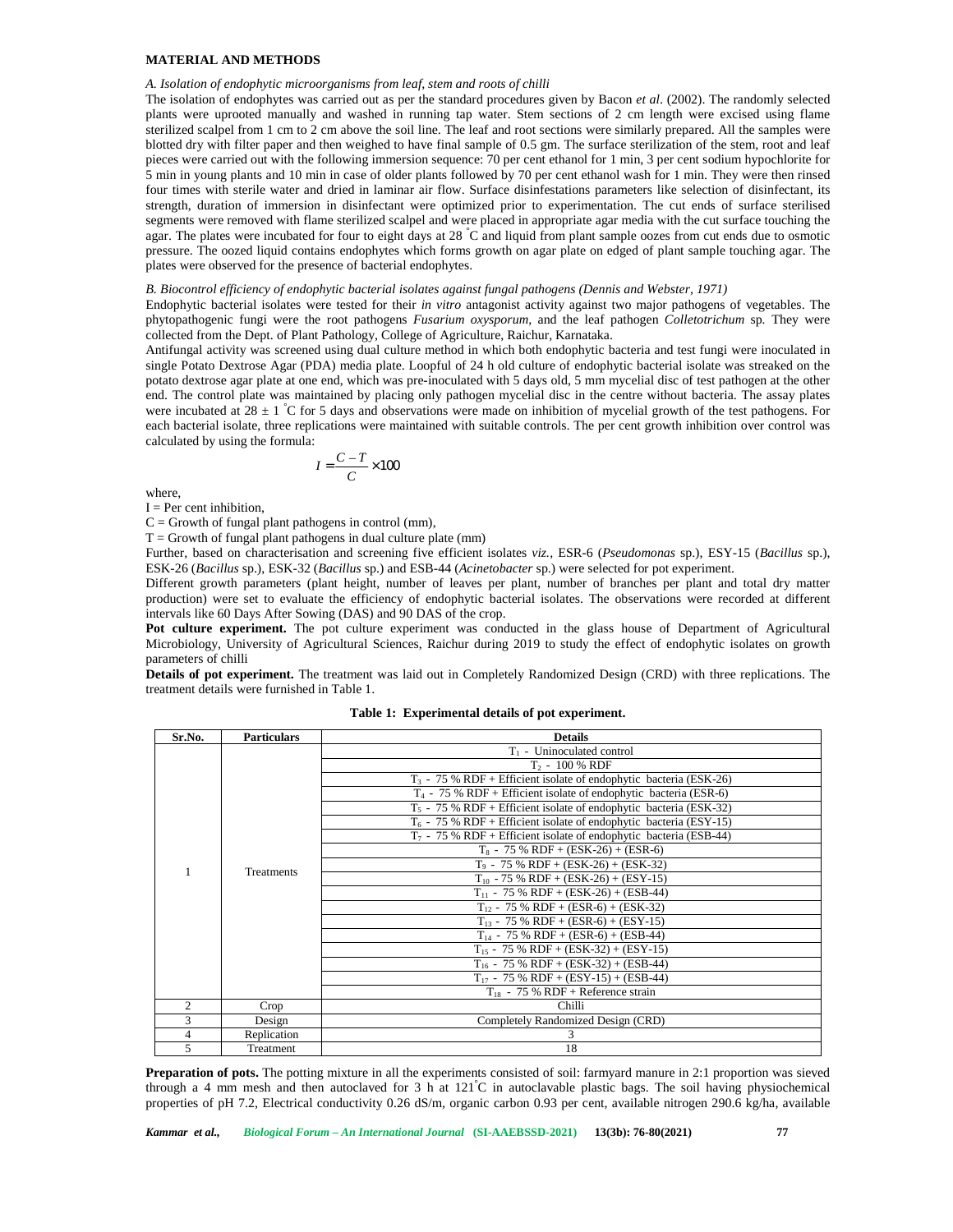## MATERIAL AND METHODS

### *A. Isolation of endophytic microorganisms from leaf, stem and roots of chilli*

The isolation of endophytes was carried out as per the standard procedures given by Bacon *et al*. (2002). The randomly selected plants were uprooted manually and washed in running tap water. Stem sections of 2 cm length were excised using flame sterilized scalpel from 1 cm to 2 cm above the soil line. The leaf and root sections were similarly prepared. All the samples were blotted dry with filter paper and then weighed to have final sample of 0.5 gm. The surface sterilization of the stem, root and leaf pieces were carried out with the following immersion sequence: 70 per cent ethanol for 1 min, 3 per cent sodium hypochlorite for 5 min in young plants and 10 min in case of older plants followed by 70 per cent ethanol wash for 1 min. They were then rinsed four times with sterile water and dried in laminar air flow. Surface disinfestations parameters like selection of disinfectant, its strength, duration of immersion in disinfectant were optimized prior to experimentation. The cut ends of surface sterilised segments were removed with flame sterilized scalpel and were placed in appropriate agar media with the cut surface touching the agar. The plates were incubated for four to eight days at 28 °C and liquid from plant sample oozes from cut ends due to osmotic pressure. The oozed liquid contains endophytes which forms growth on agar plate on edged of plant sample touching agar. The plates were observed for the presence of bacterial endophytes.

### *B. Biocontrol efficiency of endophytic bacterial isolates against fungal pathogens (Dennis and Webster, 1971)*

Endophytic bacterial isolates were tested for their *in vitro* antagonist activity against two major pathogens of vegetables. The phytopathogenic fungi were the root pathogens *Fusarium oxysporum*, and the leaf pathogen *Colletotrichum* sp. They were collected from the Dept. of Plant Pathology, College of Agriculture, Raichur, Karnataka.

Antifungal activity was screened using dual culture method in which both endophytic bacteria and test fungi were inoculated in single Potato Dextrose Agar (PDA) media plate. Loopful of 24 h old culture of endophytic bacterial isolate was streaked on the potato dextrose agar plate at one end, which was pre-inoculated with 5 days old, 5 mm mycelial disc of test pathogen at the other end. The control plate was maintained by placing only pathogen mycelial disc in the centre without bacteria. The assay plates were incubated at 28 ± 1 °C for 5 days and observations were made on inhibition of mycelial growth of the test pathogens. For each bacterial isolate, three replications were maintained with suitable controls. The per cent growth inhibition over control was calculated by using the formula:

$$I = \frac{C - T}{C} \times 100$$

where,

I = Per cent inhibition,

C = Growth of fungal plant pathogens in control (mm),

T = Growth of fungal plant pathogens in dual culture plate (mm)

Further, based on characterisation and screening five efficient isolates *viz.*, ESR-6 (*Pseudomonas* sp.), ESY-15 (*Bacillus* sp.), ESK-26 (*Bacillus* sp.), ESK-32 (*Bacillus* sp.) and ESB-44 (*Acinetobacter* sp.) were selected for pot experiment.

Different growth parameters (plant height, number of leaves per plant, number of branches per plant and total dry matter production) were set to evaluate the efficiency of endophytic bacterial isolates. The observations were recorded at different intervals like 60 Days After Sowing (DAS) and 90 DAS of the crop.

**Pot culture experiment.** The pot culture experiment was conducted in the glass house of Department of Agricultural Microbiology, University of Agricultural Sciences, Raichur during 2019 to study the effect of endophytic isolates on growth parameters of chilli

**Details of pot experiment.** The treatment was laid out in Completely Randomized Design (CRD) with three replications. The treatment details were furnished in Table 1.

**Table 1: Experimental details of pot experiment.**

| Sr.No. | Particulars | Details |
|---|---|---|
| 1 | Treatments | $T_1$ - Uninoculated control |
| | | $T_2$ - 100 % RDF |
| | | $T_3$ - 75 % RDF + Efficient isolate of endophytic bacteria (ESK-26) |
| | | $T_4$ - 75 % RDF + Efficient isolate of endophytic bacteria (ESR-6) |
| | | $T_5$ - 75 % RDF + Efficient isolate of endophytic bacteria (ESK-32) |
| | | $T_6$ - 75 % RDF + Efficient isolate of endophytic bacteria (ESY-15) |
| | | $T_7$ - 75 % RDF + Efficient isolate of endophytic bacteria (ESB-44) |
| | | $T_8$ - 75 % RDF + (ESK-26) + (ESR-6) |
| | | $T_9$ - 75 % RDF + (ESK-26) + (ESK-32) |
| | | $T_{10}$ - 75 % RDF + (ESK-26) + (ESY-15) |
| | | $T_{11}$ - 75 % RDF + (ESK-26) + (ESB-44) |
| | | $T_{12}$ - 75 % RDF + (ESR-6) + (ESK-32) |
| | | $T_{13}$ - 75 % RDF + (ESR-6) + (ESY-15) |
| | | $T_{14}$ - 75 % RDF + (ESR-6) + (ESB-44) |
| | | $T_{15}$ - 75 % RDF + (ESK-32) + (ESY-15) |
| | | $T_{16}$ - 75 % RDF + (ESK-32) + (ESB-44) |
| | | $T_{17}$ - 75 % RDF + (ESY-15) + (ESB-44) |
| | | $T_{18}$ - 75 % RDF + Reference strain |
| 2 | Crop | Chilli |
| 3 | Design | Completely Randomized Design (CRD) |
| 4 | Replication | 3 |
| 5 | Treatment | 18 |

**Preparation of pots.** The potting mixture in all the experiments consisted of soil: farmyard manure in 2:1 proportion was sieved through a 4 mm mesh and then autoclaved for 3 h at 121 °C in autoclavable plastic bags. The soil having physiochemical properties of pH 7.2, Electrical conductivity 0.26 dS/m, organic carbon 0.93 per cent, available nitrogen 290.6 kg/ha, available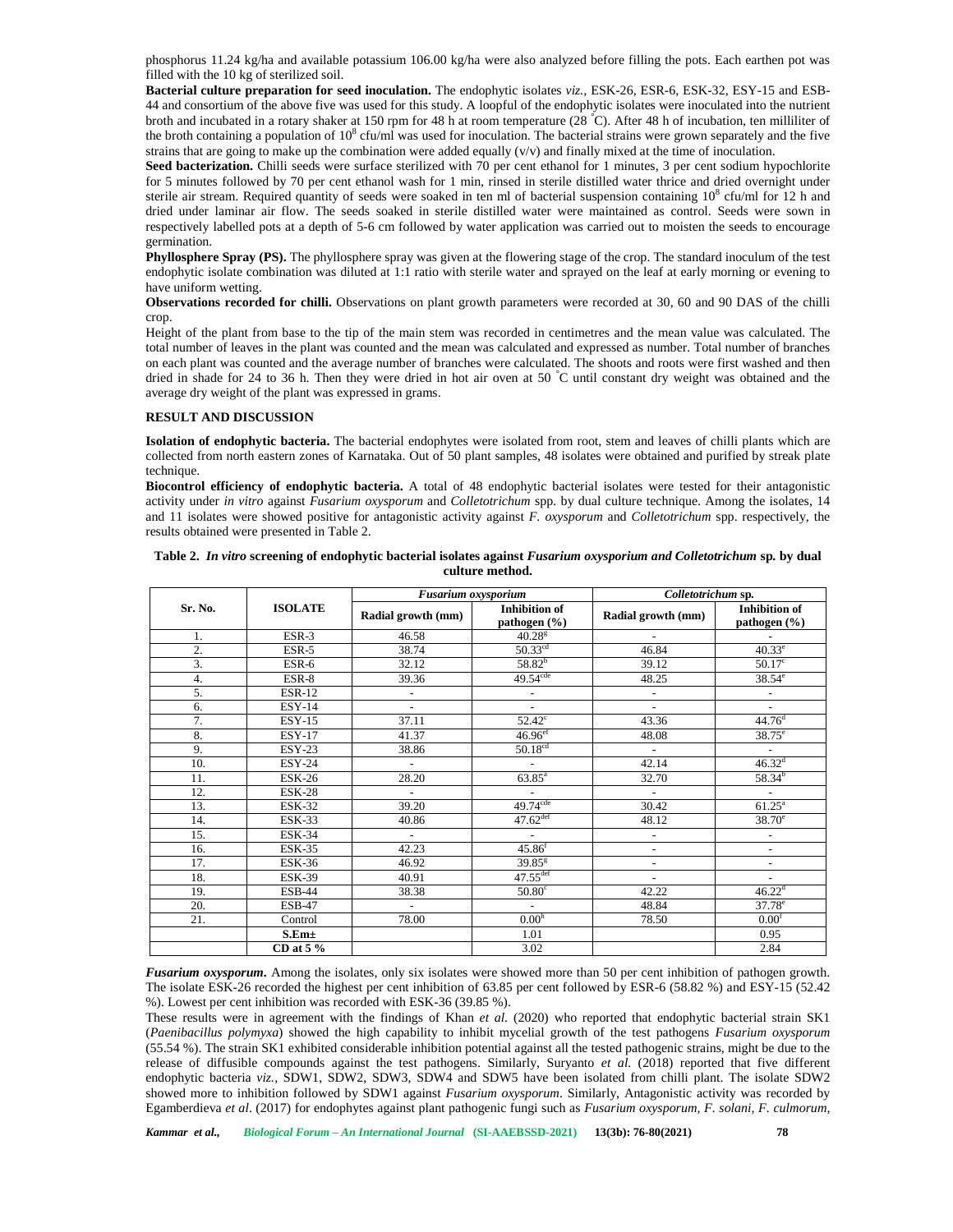phosphorus 11.24 kg/ha and available potassium 106.00 kg/ha were also analyzed before filling the pots. Each earthen pot was filled with the 10 kg of sterilized soil.

**Bacterial culture preparation for seed inoculation.** The endophytic isolates *viz.,* ESK-26, ESR-6, ESK-32, ESY-15 and ESB-44 and consortium of the above five was used for this study. A loopful of the endophytic isolates were inoculated into the nutrient broth and incubated in a rotary shaker at 150 rpm for 48 h at room temperature (28 °C). After 48 h of incubation, ten milliliter of the broth containing a population of $10^8$ cfu/ml was used for inoculation. The bacterial strains were grown separately and the five strains that are going to make up the combination were added equally (v/v) and finally mixed at the time of inoculation.

**Seed bacterization.** Chilli seeds were surface sterilized with 70 per cent ethanol for 1 minutes, 3 per cent sodium hypochlorite for 5 minutes followed by 70 per cent ethanol wash for 1 min, rinsed in sterile distilled water thrice and dried overnight under sterile air stream. Required quantity of seeds were soaked in ten ml of bacterial suspension containing $10^8$ cfu/ml for 12 h and dried under laminar air flow. The seeds soaked in sterile distilled water were maintained as control. Seeds were sown in respectively labelled pots at a depth of 5-6 cm followed by water application was carried out to moisten the seeds to encourage germination.

**Phyllosphere Spray (PS).** The phyllosphere spray was given at the flowering stage of the crop. The standard inoculum of the test endophytic isolate combination was diluted at 1:1 ratio with sterile water and sprayed on the leaf at early morning or evening to have uniform wetting.

**Observations recorded for chilli.** Observations on plant growth parameters were recorded at 30, 60 and 90 DAS of the chilli crop.

Height of the plant from base to the tip of the main stem was recorded in centimetres and the mean value was calculated. The total number of leaves in the plant was counted and the mean was calculated and expressed as number. Total number of branches on each plant was counted and the average number of branches were calculated. The shoots and roots were first washed and then dried in shade for 24 to 36 h. Then they were dried in hot air oven at 50 °C until constant dry weight was obtained and the average dry weight of the plant was expressed in grams.

## RESULT AND DISCUSSION

**Isolation of endophytic bacteria.** The bacterial endophytes were isolated from root, stem and leaves of chilli plants which are collected from north eastern zones of Karnataka. Out of 50 plant samples, 48 isolates were obtained and purified by streak plate technique.

**Biocontrol efficiency of endophytic bacteria.** A total of 48 endophytic bacterial isolates were tested for their antagonistic activity under *in vitro* against *Fusarium oxysporum* and *Colletotrichum* spp. by dual culture technique. Among the isolates, 14 and 11 isolates were showed positive for antagonistic activity against *F. oxysporum* and *Colletotrichum* spp. respectively, the results obtained were presented in Table 2.

**Table 2. *In vitro* screening of endophytic bacterial isolates against *Fusarium oxysporium and Colletotrichum* sp. by dual culture method.**

| Sr. No. | ISOLATE | *Fusarium oxysporium* | | *Colletotrichum* sp. | |
|---|---|---|---|---|---|
| | | Radial growth (mm) | Inhibition of pathogen (%) | Radial growth (mm) | Inhibition of pathogen (%) |
| 1. | ESR-3 | 46.58 | 40.28$^{g}$ | - | - |
| 2. | ESR-5 | 38.74 | 50.33$^{cd}$ | 46.84 | 40.33$^{e}$ |
| 3. | ESR-6 | 32.12 | 58.82$^{b}$ | 39.12 | 50.17$^{c}$ |
| 4. | ESR-8 | 39.36 | 49.54$^{cde}$ | 48.25 | 38.54$^{e}$ |
| 5. | ESR-12 | - | - | - | - |
| 6. | ESY-14 | - | - | - | - |
| 7. | ESY-15 | 37.11 | 52.42$^{c}$ | 43.36 | 44.76$^{d}$ |
| 8. | ESY-17 | 41.37 | 46.96$^{ef}$ | 48.08 | 38.75$^{e}$ |
| 9. | ESY-23 | 38.86 | 50.18$^{cd}$ | - | - |
| 10. | ESY-24 | - | - | 42.14 | 46.32$^{d}$ |
| 11. | ESK-26 | 28.20 | 63.85$^{a}$ | 32.70 | 58.34$^{b}$ |
| 12. | ESK-28 | - | - | - | - |
| 13. | ESK-32 | 39.20 | 49.74$^{cde}$ | 30.42 | 61.25$^{a}$ |
| 14. | ESK-33 | 40.86 | 47.62$^{def}$ | 48.12 | 38.70$^{e}$ |
| 15. | ESK-34 | - | - | - | - |
| 16. | ESK-35 | 42.23 | 45.86$^{f}$ | - | - |
| 17. | ESK-36 | 46.92 | 39.85$^{g}$ | - | - |
| 18. | ESK-39 | 40.91 | 47.55$^{def}$ | - | - |
| 19. | ESB-44 | 38.38 | 50.80$^{c}$ | 42.22 | 46.22$^{d}$ |
| 20. | ESB-47 | - | - | 48.84 | 37.78$^{e}$ |
| 21. | Control | 78.00 | 0.00$^{h}$ | 78.50 | 0.00$^{f}$ |
| | S.Em± | | 1.01 | | 0.95 |
| | CD at 5 % | | 3.02 | | 2.84 |

***Fusarium oxysporum*.** Among the isolates, only six isolates were showed more than 50 per cent inhibition of pathogen growth. The isolate ESK-26 recorded the highest per cent inhibition of 63.85 per cent followed by ESR-6 (58.82 %) and ESY-15 (52.42 %). Lowest per cent inhibition was recorded with ESK-36 (39.85 %).

These results were in agreement with the findings of Khan *et al.* (2020) who reported that endophytic bacterial strain SK1 (*Paenibacillus polymyxa*) showed the high capability to inhibit mycelial growth of the test pathogens *Fusarium oxysporum* (55.54 %). The strain SK1 exhibited considerable inhibition potential against all the tested pathogenic strains, might be due to the release of diffusible compounds against the test pathogens. Similarly, Suryanto *et al.* (2018) reported that five different endophytic bacteria *viz.,* SDW1, SDW2, SDW3, SDW4 and SDW5 have been isolated from chilli plant. The isolate SDW2 showed more to inhibition followed by SDW1 against *Fusarium oxysporum*. Similarly, Antagonistic activity was recorded by Egamberdieva *et al*. (2017) for endophytes against plant pathogenic fungi such as *Fusarium oxysporum, F. solani, F. culmorum,*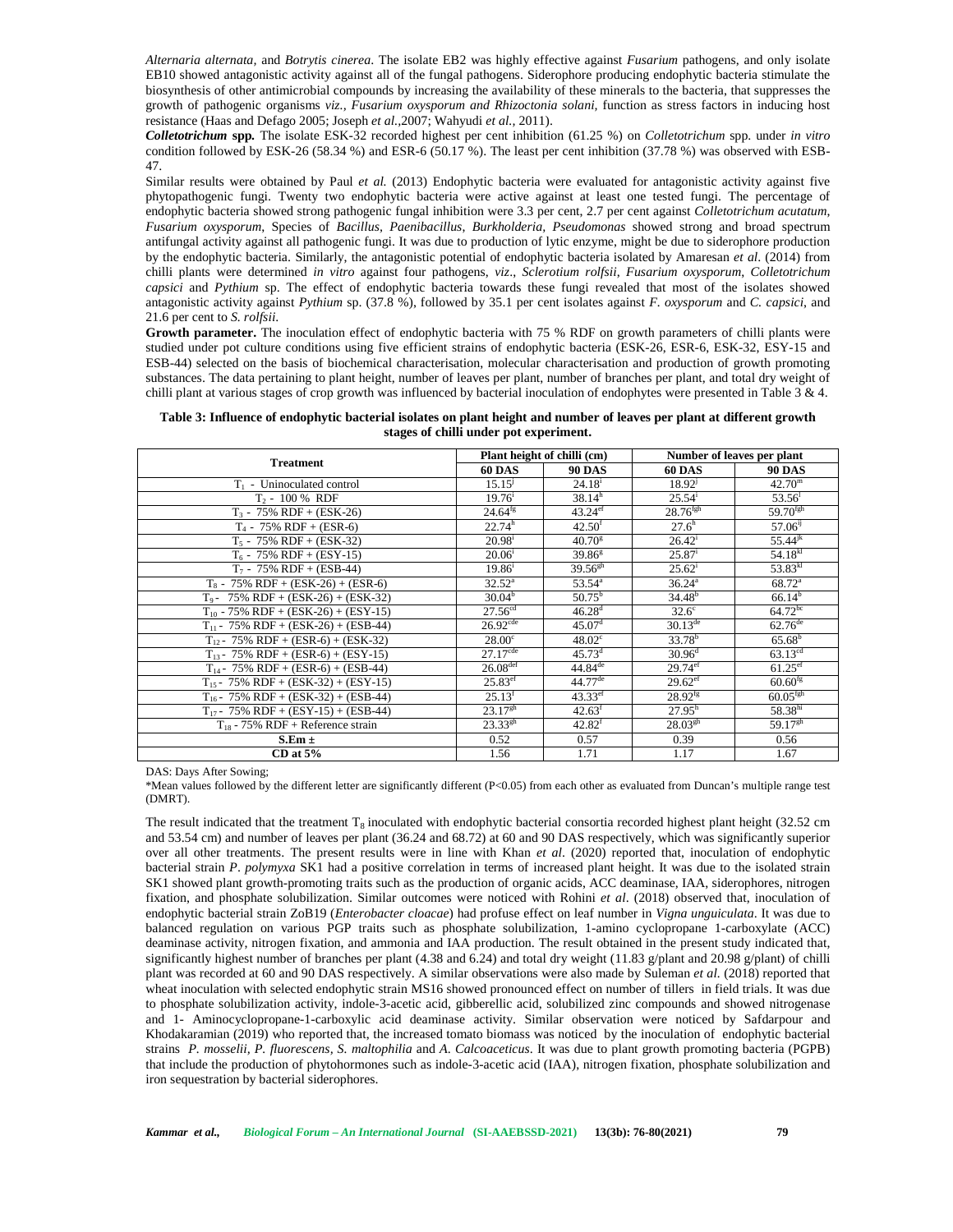*Alternaria alternata*, and *Botrytis cinerea*. The isolate EB2 was highly effective against *Fusarium* pathogens, and only isolate EB10 showed antagonistic activity against all of the fungal pathogens. Siderophore producing endophytic bacteria stimulate the biosynthesis of other antimicrobial compounds by increasing the availability of these minerals to the bacteria, that suppresses the growth of pathogenic organisms *viz., Fusarium oxysporum and Rhizoctonia solani,* function as stress factors in inducing host resistance (Haas and Defago 2005; Joseph *et al.,*2007; Wahyudi *et al.,* 2011).

***Colletotrichum* spp.** The isolate ESK-32 recorded highest per cent inhibition (61.25 %) on *Colletotrichum* spp. under *in vitro* condition followed by ESK-26 (58.34 %) and ESR-6 (50.17 %). The least per cent inhibition (37.78 %) was observed with ESB-47.

Similar results were obtained by Paul *et al.* (2013) Endophytic bacteria were evaluated for antagonistic activity against five phytopathogenic fungi. Twenty two endophytic bacteria were active against at least one tested fungi. The percentage of endophytic bacteria showed strong pathogenic fungal inhibition were 3.3 per cent, 2.7 per cent against *Colletotrichum acutatum, Fusarium oxysporum,* Species of *Bacillus, Paenibacillus, Burkholderia, Pseudomonas* showed strong and broad spectrum antifungal activity against all pathogenic fungi. It was due to production of lytic enzyme, might be due to siderophore production by the endophytic bacteria. Similarly, the antagonistic potential of endophytic bacteria isolated by Amaresan *et al.* (2014) from chilli plants were determined *in vitro* against four pathogens, *viz*., *Sclerotium rolfsii, Fusarium oxysporum, Colletotrichum capsici* and *Pythium* sp. The effect of endophytic bacteria towards these fungi revealed that most of the isolates showed antagonistic activity against *Pythium* sp. (37.8 %), followed by 35.1 per cent isolates against *F. oxysporum* and *C. capsici*, and 21.6 per cent to *S. rolfsii.*

**Growth parameter.** The inoculation effect of endophytic bacteria with 75 % RDF on growth parameters of chilli plants were studied under pot culture conditions using five efficient strains of endophytic bacteria (ESK-26, ESR-6, ESK-32, ESY-15 and ESB-44) selected on the basis of biochemical characterisation, molecular characterisation and production of growth promoting substances. The data pertaining to plant height, number of leaves per plant, number of branches per plant, and total dry weight of chilli plant at various stages of crop growth was influenced by bacterial inoculation of endophytes were presented in Table 3 & 4.

**Table 3: Influence of endophytic bacterial isolates on plant height and number of leaves per plant at different growth stages of chilli under pot experiment.**

| Treatment | Plant height of chilli (cm) | | Number of leaves per plant | |
|---|---|---|---|---|
| | **60 DAS** | **90 DAS** | **60 DAS** | **90 DAS** |
| $T_1$ - Uninoculated control | 15.15[j] | 24.18[i] | 18.92[j] | 42.70[m] |
| $T_2$ - 100 % RDF | 19.76[i] | 38.14[h] | 25.54[i] | 53.56[l] |
| $T_3$ - 75% RDF + (ESK-26) | 24.64[fg] | 43.24[ef] | 28.76[fgh] | 59.70[fgh] |
| $T_4$ - 75% RDF + (ESR-6) | 22.74[h] | 42.50[f] | 27.6[h] | 57.06[ij] |
| $T_5$ - 75% RDF + (ESK-32) | 20.98[i] | 40.70[g] | 26.42[i] | 55.44[jk] |
| $T_6$ - 75% RDF + (ESY-15) | 20.06[i] | 39.86[g] | 25.87[i] | 54.18[kl] |
| $T_7$ - 75% RDF + (ESB-44) | 19.86[i] | 39.56[gh] | 25.62[i] | 53.83[kl] |
| $T_8$ - 75% RDF + (ESK-26) + (ESR-6) | 32.52[a] | 53.54[a] | 36.24[a] | 68.72[a] |
| $T_9$ - 75% RDF + (ESK-26) + (ESK-32) | 30.04[b] | 50.75[b] | 34.48[b] | 66.14[b] |
| $T_{10}$ - 75% RDF + (ESK-26) + (ESY-15) | 27.56[cd] | 46.28[d] | 32.6[c] | 64.72[bc] |
| $T_{11}$ - 75% RDF + (ESK-26) + (ESB-44) | 26.92[cde] | 45.07[d] | 30.13[de] | 62.76[de] |
| $T_{12}$ - 75% RDF + (ESR-6) + (ESK-32) | 28.00[c] | 48.02[c] | 33.78[b] | 65.68[b] |
| $T_{13}$ - 75% RDF + (ESR-6) + (ESY-15) | 27.17[cde] | 45.73[d] | 30.96[d] | 63.13[cd] |
| $T_{14}$ - 75% RDF + (ESR-6) + (ESB-44) | 26.08[def] | 44.84[de] | 29.74[ef] | 61.25[ef] |
| $T_{15}$ - 75% RDF + (ESK-32) + (ESY-15) | 25.83[ef] | 44.77[de] | 29.62[ef] | 60.60[fg] |
| $T_{16}$ - 75% RDF + (ESK-32) + (ESB-44) | 25.13[f] | 43.33[ef] | 28.92[fg] | 60.05[fgh] |
| $T_{17}$ - 75% RDF + (ESY-15) + (ESB-44) | 23.17[gh] | 42.63[f] | 27.95[h] | 58.38[hi] |
| $T_{18}$ - 75% RDF + Reference strain | 23.33[gh] | 42.82[f] | 28.03[gh] | 59.17[gh] |
| **S.Em ±** | 0.52 | 0.57 | 0.39 | 0.56 |
| **CD at 5%** | 1.56 | 1.71 | 1.17 | 1.67 |

DAS: Days After Sowing;

*Mean values followed by the different letter are significantly different (P<0.05) from each other as evaluated from Duncan's multiple range test (DMRT).

The result indicated that the treatment $T_8$ inoculated with endophytic bacterial consortia recorded highest plant height (32.52 cm and 53.54 cm) and number of leaves per plant (36.24 and 68.72) at 60 and 90 DAS respectively, which was significantly superior over all other treatments. The present results were in line with Khan *et al*. (2020) reported that, inoculation of endophytic bacterial strain *P*. *polymyxa* SK1 had a positive correlation in terms of increased plant height. It was due to the isolated strain SK1 showed plant growth-promoting traits such as the production of organic acids, ACC deaminase, IAA, siderophores, nitrogen fixation, and phosphate solubilization. Similar outcomes were noticed with Rohini *et al*. (2018) observed that, inoculation of endophytic bacterial strain ZoB19 (*Enterobacter cloacae*) had profuse effect on leaf number in *Vigna unguiculata*. It was due to balanced regulation on various PGP traits such as phosphate solubilization, 1-amino cyclopropane 1-carboxylate (ACC) deaminase activity, nitrogen fixation, and ammonia and IAA production. The result obtained in the present study indicated that, significantly highest number of branches per plant (4.38 and 6.24) and total dry weight (11.83 g/plant and 20.98 g/plant) of chilli plant was recorded at 60 and 90 DAS respectively. A similar observations were also made by Suleman *et al.* (2018) reported that wheat inoculation with selected endophytic strain MS16 showed pronounced effect on number of tillers in field trials. It was due to phosphate solubilization activity, indole-3-acetic acid, gibberellic acid, solubilized zinc compounds and showed nitrogenase and 1- Aminocyclopropane-1-carboxylic acid deaminase activity. Similar observation were noticed by Safdarpour and Khodakaramian (2019) who reported that, the increased tomato biomass was noticed by the inoculation of endophytic bacterial strains *P. mosselii, P. fluorescens, S. maltophilia* and *A. Calcoaceticus*. It was due to plant growth promoting bacteria (PGPB) that include the production of phytohormones such as indole-3-acetic acid (IAA), nitrogen fixation, phosphate solubilization and iron sequestration by bacterial siderophores.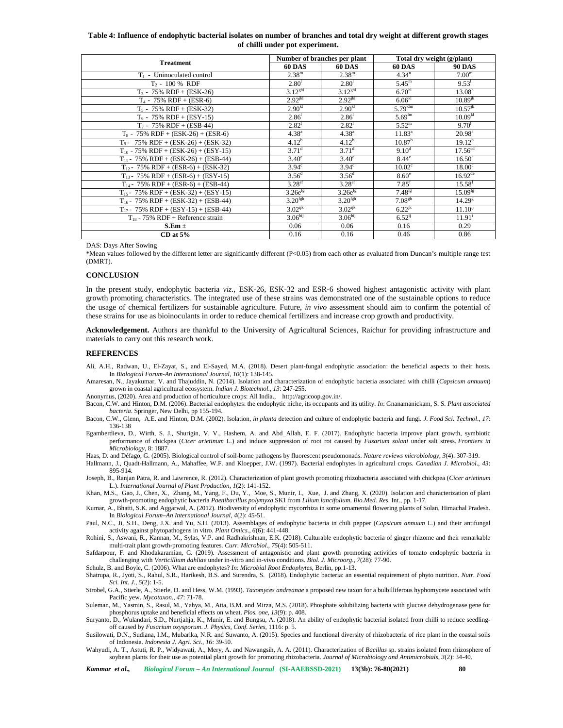**Table 4: Influence of endophytic bacterial isolates on number of branches and total dry weight at different growth stages of chilli under pot experiment.**

| Treatment | Number of branches per plant | | Total dry weight (g/plant) | |
|---|---|---|---|---|
| | 60 DAS | 60 DAS | 60 DAS | 90 DAS |
| $T_1$ - Uninoculated control | 2.38[m] | 2.38[m] | 4.34[n] | 7.00[m] |
| $T_2$ - 100 % RDF | 2.80[l] | 2.80[l] | 5.45[m] | 9.53[l] |
| $T_3$ - 75% RDF + (ESK-26) | 3.12[ghi] | 3.12[ghi] | 6.70[hi] | 13.08[h] |
| $T_4$ - 75% RDF + (ESR-6) | 2.92[jkl] | 2.92[jkl] | 6.06[kl] | 10.89[jk] |
| $T_5$ - 75% RDF + (ESK-32) | 2.90[kl] | 2.90[kl] | 5.79[klm] | 10.57[jk] |
| $T_6$ - 75% RDF + (ESY-15) | 2.86[l] | 2.86[l] | 5.69[lm] | 10.09[kl] |
| $T_7$ - 75% RDF + (ESB-44) | 2.82[l] | 2.82[l] | 5.52[m] | 9.70[l] |
| $T_8$ - 75% RDF + (ESK-26) + (ESR-6) | 4.38[a] | 4.38[a] | 11.83[a] | 20.98[a] |
| $T_9$ - 75% RDF + (ESK-26) + (ESK-32) | 4.12[b] | 4.12[b] | 10.87[b] | 19.12[b] |
| $T_{10}$ - 75% RDF + (ESK-26) + (ESY-15) | 3.71[d] | 3.71[d] | 9.10[d] | 17.56[cd] |
| $T_{11}$ - 75% RDF + (ESK-26) + (ESB-44) | 3.40[e] | 3.40[e] | 8.44[e] | 16.50[e] |
| $T_{12}$ - 75% RDF + (ESR-6) + (ESK-32) | 3.94[c] | 3.94[c] | 10.02[c] | 18.00[c] |
| $T_{13}$ - 75% RDF + (ESR-6) + (ESY-15) | 3.56[d] | 3.56[d] | 8.60[e] | 16.92[de] |
| $T_{14}$ - 75% RDF + (ESR-6) + (ESB-44) | 3.28[ef] | 3.28[ef] | 7.85[f] | 15.58[f] |
| $T_{15}$ - 75% RDF + (ESK-32) + (ESY-15) | 3.26e[fg] | 3.26e[fg] | 7.48[fg] | 15.09[fg] |
| $T_{16}$ - 75% RDF + (ESK-32) + (ESB-44) | 3.20[fgh] | 3.20[fgh] | 7.08[gh] | 14.29[g] |
| $T_{17}$ - 75% RDF + (ESY-15) + (ESB-44) | 3.02[ijk] | 3.02[ijk] | 6.22[jk] | 11.10[ij] |
| $T_{18}$ - 75% RDF + Reference strain | 3.06[hij] | 3.06[hij] | 6.52[ij] | 11.91[i] |
| **S.Em ±** | 0.06 | 0.06 | 0.16 | 0.29 |
| **CD at 5%** | 0.16 | 0.16 | 0.46 | 0.86 |

DAS: Days After Sowing

*Mean values followed by the different letter are significantly different ($P<0.05$) from each other as evaluated from Duncan's multiple range test (DMRT).

## CONCLUSION

In the present study, endophytic bacteria *viz*., ESK-26, ESK-32 and ESR-6 showed highest antagonistic activity with plant growth promoting characteristics. The integrated use of these strains was demonstrated one of the sustainable options to reduce the usage of chemical fertilizers for sustainable agriculture. Future, *in vivo* assessment should aim to confirm the potential of these strains for use as bioinoculants in order to reduce chemical fertilizers and increase crop growth and productivity.

**Acknowledgement.** Authors are thankful to the University of Agricultural Sciences, Raichur for providing infrastructure and materials to carry out this research work.

## REFERENCES

Ali, A.H., Radwan, U., El-Zayat, S., and El-Sayed, M.A. (2018). Desert plant-fungal endophytic association: the beneficial aspects to their hosts. In *Biological Forum-An International Journal*, *10*(1): 138-145.

Amaresan, N., Jayakumar, V. and Thajuddin, N. (2014). Isolation and characterization of endophytic bacteria associated with chilli (*Capsicum annuum*) grown in coastal agricultural ecosystem. *Indian J. Biotechnol.*, *13*: 247-255.

Anonymus, (2020). Area and production of horticulture crops: All India., http://agricoop.gov.in/.

Bacon, C.W. and Hinton, D.M. (2006). Bacterial endophytes: the endophytic niche, its occupants and its utility. *In*: Gnanamanickam, S. S. *Plant associated bacteria*. Springer, New Delhi, pp 155-194.

Bacon, C.W., Glenn, A.E. and Hinton, D.M. (2002). Isolation, *in planta* detection and culture of endophytic bacteria and fungi. *J. Food Sci. Technol*., *17*: 136-138

Egamberdieva, D., Wirth, S. J., Shurigin, V. V., Hashem, A. and Abd_Allah, E. F. (2017). Endophytic bacteria improve plant growth, symbiotic performance of chickpea (*Cicer arietinum* L.) and induce suppression of root rot caused by *Fusarium solani* under salt stress. *Frontiers in Microbiology*, 8: 1887.

Haas, D. and Défago, G. (2005). Biological control of soil-borne pathogens by fluorescent pseudomonads. *Nature reviews microbiology*, *3*(4): 307-319.

Hallmann, J., Quadt-Hallmann, A., Mahaffee, W.F. and Kloepper, J.W. (1997). Bacterial endophytes in agricultural crops. *Canadian J. Microbiol*., *43*: 895-914.

Joseph, B., Ranjan Patra, R. and Lawrence, R. (2012). Characterization of plant growth promoting rhizobacteria associated with chickpea (*Cicer arietinum* L.). *International Journal of Plant Production*, *1*(2): 141-152.

Khan, M.S., Gao, J., Chen, X., Zhang, M., Yang, F., Du, Y., Moe, S., Munir, I., Xue, J. and Zhang, X. (2020). Isolation and characterization of plant growth-promoting endophytic bacteria *Paenibacillus polymyxa* SK1 from *Lilium lancifolium. Bio.Med. Res.* Int., pp. 1-17.

Kumar, A., Bhatti, S.K. and Aggarwal, A. (2012). Biodiversity of endophytic mycorrhiza in some ornamental flowering plants of Solan, Himachal Pradesh. In *Biological Forum–An International Journal*, *4*(2): 45-51.

Paul, N.C., Ji, S.H., Deng, J.X. and Yu, S.H. (2013). Assemblages of endophytic bacteria in chili pepper (*Capsicum annuum* L.) and their antifungal activity against phytopathogens in vitro. *Plant Omics*., *6*(6): 441-448.

Rohini, S., Aswani, R., Kannan, M., Sylas, V.P. and Radhakrishnan, E.K. (2018). Culturable endophytic bacteria of ginger rhizome and their remarkable multi-trait plant growth-promoting features. *Curr. Microbiol*., *75*(4): 505-511.

Safdarpour, F. and Khodakaramian, G. (2019). Assessment of antagonistic and plant growth promoting activities of tomato endophytic bacteria in challenging with *Verticillium dahliae* under in-vitro and in-vivo conditions. *Biol. J. Microorg*., *7*(28): 77-90.

Schulz, B. and Boyle, C. (2006). What are endophytes? *In*: *Microbial Root Endophytes*, Berlin, pp.1-13.

Shatrupa, R., Jyoti, S., Rahul, S.R., Harikesh, B.S. and Surendra, S. (2018). Endophytic bacteria: an essential requirement of phyto nutrition. *Nutr. Food Sci. Int. J*., *5*(2): 1-5.

Strobel, G.A., Stierle, A., Stierle, D. and Hess, W.M. (1993). *Taxomyces andreanae* a proposed new taxon for a bulbilliferous hyphomycete associated with Pacific yew. *Mycotaxon*., *47*: 71-78.

Suleman, M., Yasmin, S., Rasul, M., Yahya, M., Atta, B.M. and Mirza, M.S. (2018). Phosphate solubilizing bacteria with glucose dehydrogenase gene for phosphorus uptake and beneficial effects on wheat. *Plos. one*, *13*(9): p. 408.

Suryanto, D., Wulandari, S.D., Nurtjahja, K., Munir, E. and Bungsu, A. (2018). An ability of endophytic bacterial isolated from chilli to reduce seedling-off caused by *Fusarium oxysporum*. *J. Physics, Conf. Series*, 1116: p. 5.

Susilowati, D.N., Sudiana, I.M., Mubarika, N.R. and Suwanto, A. (2015). Species and functional diversity of rhizobacteria of rice plant in the coastal soils of Indonesia. *Indonesia J. Agri. Sci*., *16*: 39-50.

Wahyudi, A. T., Astuti, R. P., Widyawati, A., Mery, A. and Nawangsih, A. A. (2011). Characterization of *Bacillus* sp. strains isolated from rhizosphere of soybean plants for their use as potential plant growth for promoting rhizobacteria. *Journal of Microbiology and Antimicrobials*, *3*(2): 34-40.